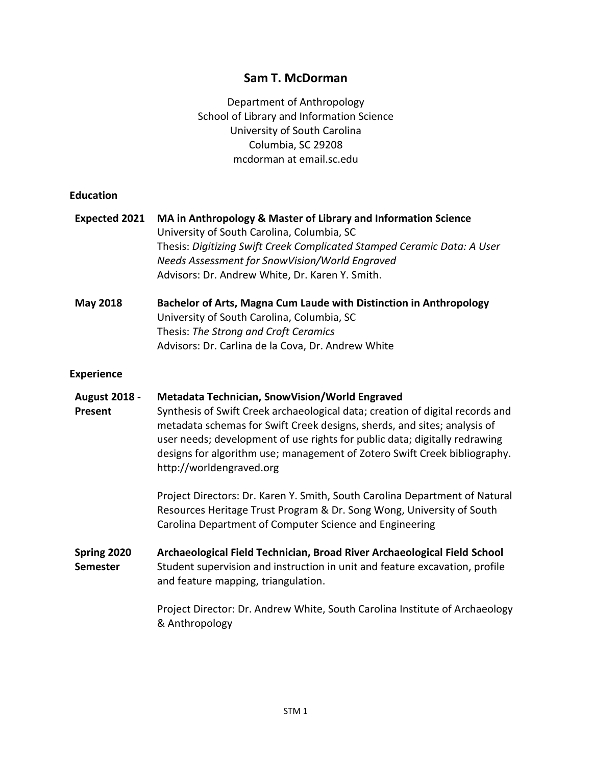# Sam T. McDorman

Department of Anthropology
School of Library and Information Science
University of South Carolina
Columbia, SC 29208
mcdorman at email.sc.edu

## Education

**Expected 2021** **MA in Anthropology & Master of Library and Information Science**
University of South Carolina, Columbia, SC
Thesis: *Digitizing Swift Creek Complicated Stamped Ceramic Data: A User Needs Assessment for SnowVision/World Engraved*
Advisors: Dr. Andrew White, Dr. Karen Y. Smith.

**May 2018** **Bachelor of Arts, Magna Cum Laude with Distinction in Anthropology**
University of South Carolina, Columbia, SC
Thesis: *The Strong and Croft Ceramics*
Advisors: Dr. Carlina de la Cova, Dr. Andrew White

## Experience

**August 2018 - Present** **Metadata Technician, SnowVision/World Engraved**
Synthesis of Swift Creek archaeological data; creation of digital records and metadata schemas for Swift Creek designs, sherds, and sites; analysis of user needs; development of use rights for public data; digitally redrawing designs for algorithm use; management of Zotero Swift Creek bibliography. http://worldengraved.org

Project Directors: Dr. Karen Y. Smith, South Carolina Department of Natural Resources Heritage Trust Program & Dr. Song Wong, University of South Carolina Department of Computer Science and Engineering

**Spring 2020 Semester** **Archaeological Field Technician, Broad River Archaeological Field School**
Student supervision and instruction in unit and feature excavation, profile and feature mapping, triangulation.

Project Director: Dr. Andrew White, South Carolina Institute of Archaeology & Anthropology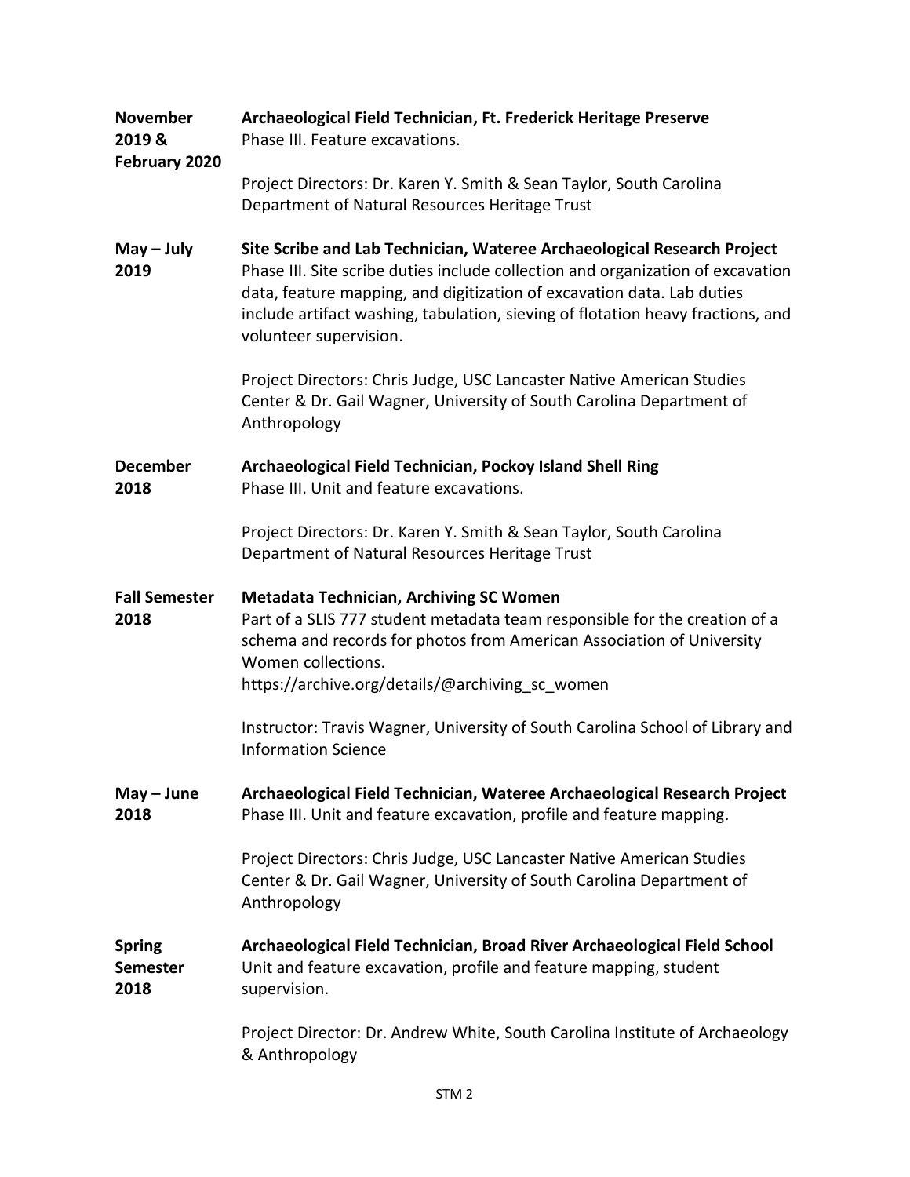**November 2019 & February 2020** — **Archaeological Field Technician, Ft. Frederick Heritage Preserve**
Phase III. Feature excavations.

Project Directors: Dr. Karen Y. Smith & Sean Taylor, South Carolina Department of Natural Resources Heritage Trust

**May – July 2019** — **Site Scribe and Lab Technician, Wateree Archaeological Research Project**
Phase III. Site scribe duties include collection and organization of excavation data, feature mapping, and digitization of excavation data. Lab duties include artifact washing, tabulation, sieving of flotation heavy fractions, and volunteer supervision.

Project Directors: Chris Judge, USC Lancaster Native American Studies Center & Dr. Gail Wagner, University of South Carolina Department of Anthropology

**December 2018** — **Archaeological Field Technician, Pockoy Island Shell Ring**
Phase III. Unit and feature excavations.

Project Directors: Dr. Karen Y. Smith & Sean Taylor, South Carolina Department of Natural Resources Heritage Trust

**Fall Semester 2018** — **Metadata Technician, Archiving SC Women**
Part of a SLIS 777 student metadata team responsible for the creation of a schema and records for photos from American Association of University Women collections.
https://archive.org/details/@archiving_sc_women

Instructor: Travis Wagner, University of South Carolina School of Library and Information Science

**May – June 2018** — **Archaeological Field Technician, Wateree Archaeological Research Project**
Phase III. Unit and feature excavation, profile and feature mapping.

Project Directors: Chris Judge, USC Lancaster Native American Studies Center & Dr. Gail Wagner, University of South Carolina Department of Anthropology

**Spring Semester 2018** — **Archaeological Field Technician, Broad River Archaeological Field School**
Unit and feature excavation, profile and feature mapping, student supervision.

Project Director: Dr. Andrew White, South Carolina Institute of Archaeology & Anthropology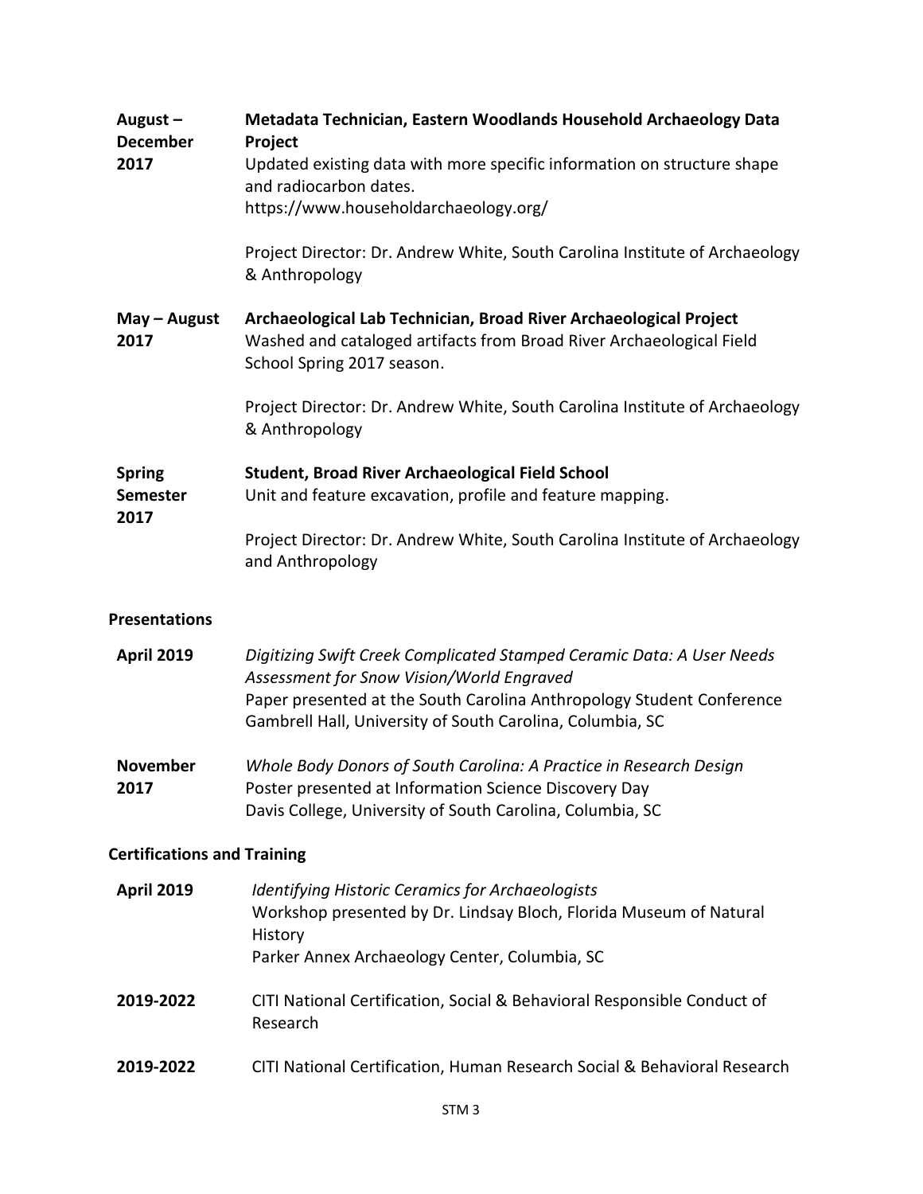**August – December 2017** — **Metadata Technician, Eastern Woodlands Household Archaeology Data Project**
Updated existing data with more specific information on structure shape and radiocarbon dates.
https://www.householdarchaeology.org/

Project Director: Dr. Andrew White, South Carolina Institute of Archaeology & Anthropology

**May – August 2017** — **Archaeological Lab Technician, Broad River Archaeological Project**
Washed and cataloged artifacts from Broad River Archaeological Field School Spring 2017 season.

Project Director: Dr. Andrew White, South Carolina Institute of Archaeology & Anthropology

**Spring Semester 2017** — **Student, Broad River Archaeological Field School**
Unit and feature excavation, profile and feature mapping.

Project Director: Dr. Andrew White, South Carolina Institute of Archaeology and Anthropology

## Presentations

**April 2019** — *Digitizing Swift Creek Complicated Stamped Ceramic Data: A User Needs Assessment for Snow Vision/World Engraved*
Paper presented at the South Carolina Anthropology Student Conference
Gambrell Hall, University of South Carolina, Columbia, SC

**November 2017** — *Whole Body Donors of South Carolina: A Practice in Research Design*
Poster presented at Information Science Discovery Day
Davis College, University of South Carolina, Columbia, SC

## Certifications and Training

**April 2019** — *Identifying Historic Ceramics for Archaeologists*
Workshop presented by Dr. Lindsay Bloch, Florida Museum of Natural History
Parker Annex Archaeology Center, Columbia, SC

**2019-2022** — CITI National Certification, Social & Behavioral Responsible Conduct of Research

**2019-2022** — CITI National Certification, Human Research Social & Behavioral Research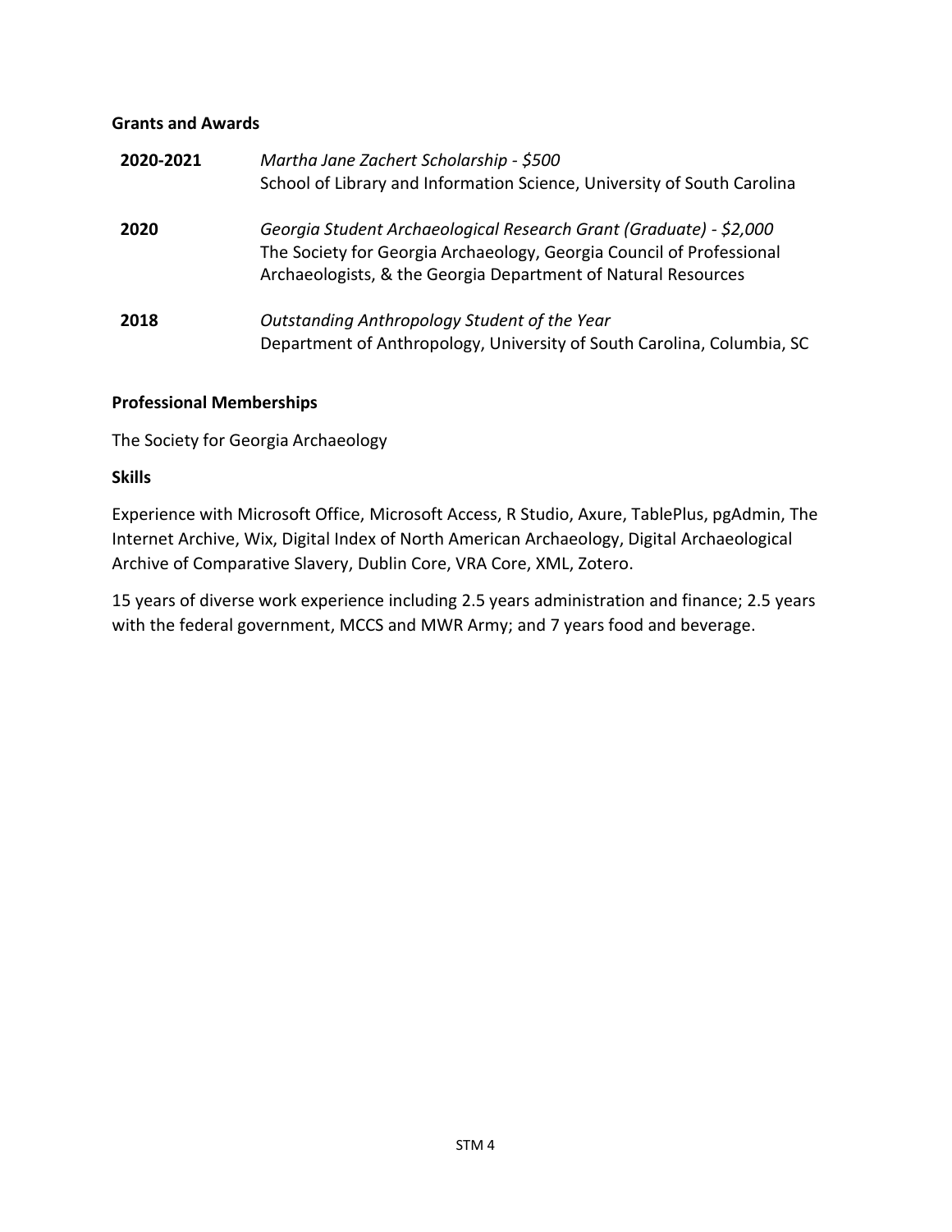**Grants and Awards**

| | |
|---|---|
| **2020-2021** | *Martha Jane Zachert Scholarship - $500*<br>School of Library and Information Science, University of South Carolina |
| **2020** | *Georgia Student Archaeological Research Grant (Graduate) - $2,000*<br>The Society for Georgia Archaeology, Georgia Council of Professional Archaeologists, & the Georgia Department of Natural Resources |
| **2018** | *Outstanding Anthropology Student of the Year*<br>Department of Anthropology, University of South Carolina, Columbia, SC |

**Professional Memberships**

The Society for Georgia Archaeology

**Skills**

Experience with Microsoft Office, Microsoft Access, R Studio, Axure, TablePlus, pgAdmin, The Internet Archive, Wix, Digital Index of North American Archaeology, Digital Archaeological Archive of Comparative Slavery, Dublin Core, VRA Core, XML, Zotero.

15 years of diverse work experience including 2.5 years administration and finance; 2.5 years with the federal government, MCCS and MWR Army; and 7 years food and beverage.